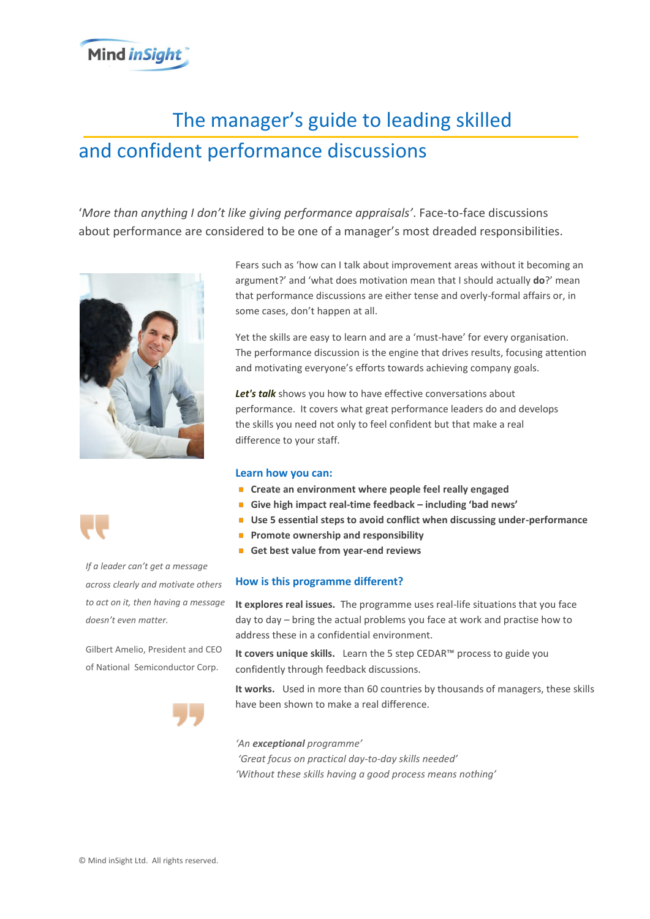Mind inSight™

# The manager's guide to leading skilled and confident performance discussions

'*More than anything I don't like giving performance appraisals*'. Face-to-face discussions about performance are considered to be one of a manager's most dreaded responsibilities.

Fears such as 'how can I talk about improvement areas without it becoming an argument?' and 'what does motivation mean that I should actually **do**?' mean that performance discussions are either tense and overly-formal affairs or, in some cases, don't happen at all.

Yet the skills are easy to learn and are a 'must-have' for every organisation. The performance discussion is the engine that drives results, focusing attention and motivating everyone's efforts towards achieving company goals.

***Let's talk*** shows you how to have effective conversations about performance. It covers what great performance leaders do and develops the skills you need not only to feel confident but that make a real difference to your staff.

## Learn how you can:

- **Create an environment where people feel really engaged**
- **Give high impact real-time feedback – including 'bad news'**
- **Use 5 essential steps to avoid conflict when discussing under-performance**
- **Promote ownership and responsibility**
- **Get best value from year-end reviews**

> *If a leader can't get a message across clearly and motivate others to act on it, then having a message doesn't even matter.*
>
> Gilbert Amelio, President and CEO of National Semiconductor Corp.

## How is this programme different?

**It explores real issues.** The programme uses real-life situations that you face day to day – bring the actual problems you face at work and practise how to address these in a confidential environment.

**It covers unique skills.** Learn the 5 step CEDAR™ process to guide you confidently through feedback discussions.

**It works.** Used in more than 60 countries by thousands of managers, these skills have been shown to make a real difference.

*'An **exceptional** programme'*
*'Great focus on practical day-to-day skills needed'*
*'Without these skills having a good process means nothing'*

© Mind inSight Ltd. All rights reserved.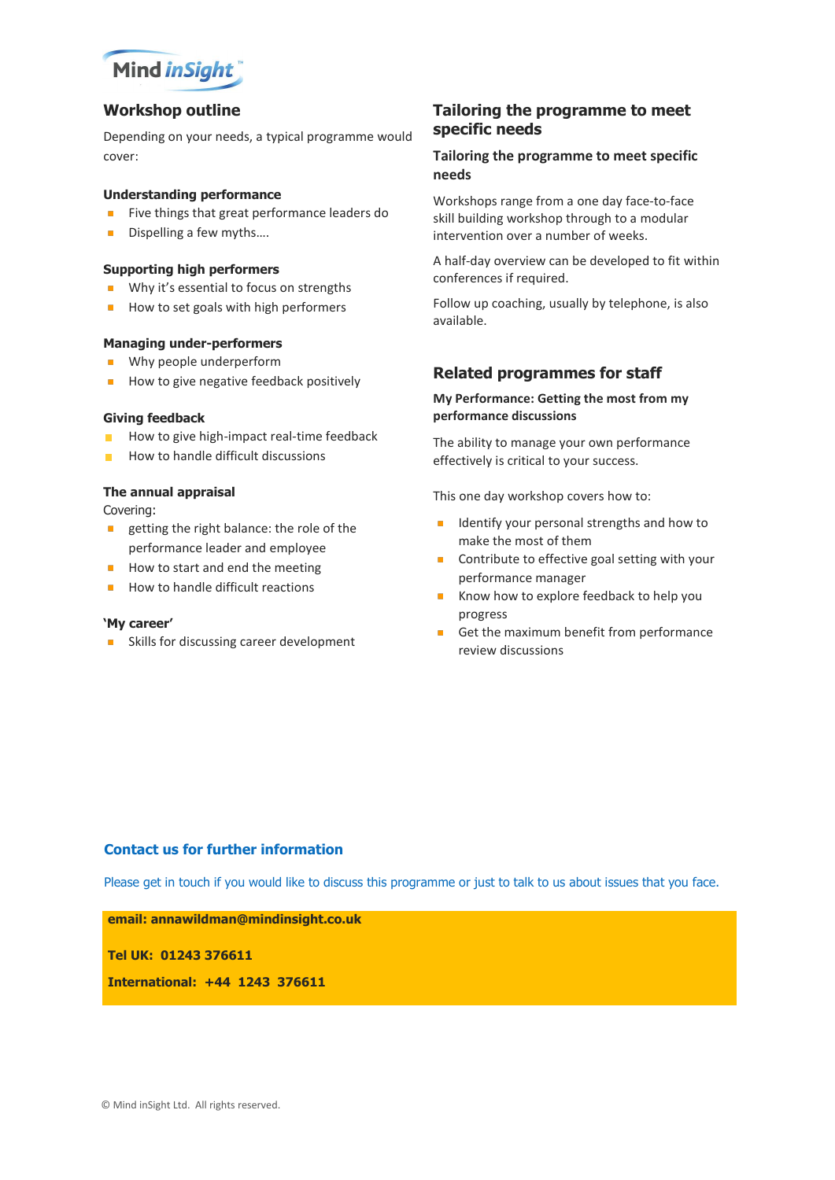Mind inSight™

## Workshop outline

Depending on your needs, a typical programme would cover:

### Understanding performance

- Five things that great performance leaders do
- Dispelling a few myths….

### Supporting high performers

- Why it's essential to focus on strengths
- How to set goals with high performers

### Managing under-performers

- Why people underperform
- How to give negative feedback positively

### Giving feedback

- How to give high-impact real-time feedback
- How to handle difficult discussions

### The annual appraisal

Covering:

- getting the right balance: the role of the performance leader and employee
- How to start and end the meeting
- How to handle difficult reactions

### 'My career'

- Skills for discussing career development

## Tailoring the programme to meet specific needs

### Tailoring the programme to meet specific needs

Workshops range from a one day face-to-face skill building workshop through to a modular intervention over a number of weeks.

A half-day overview can be developed to fit within conferences if required.

Follow up coaching, usually by telephone, is also available.

## Related programmes for staff

### My Performance: Getting the most from my performance discussions

The ability to manage your own performance effectively is critical to your success.

This one day workshop covers how to:

- Identify your personal strengths and how to make the most of them
- Contribute to effective goal setting with your performance manager
- Know how to explore feedback to help you progress
- Get the maximum benefit from performance review discussions

## Contact us for further information

Please get in touch if you would like to discuss this programme or just to talk to us about issues that you face.

**email: annawildman@mindinsight.co.uk**

**Tel UK: 01243 376611**

**International: +44 1243 376611**

© Mind inSight Ltd. All rights reserved.